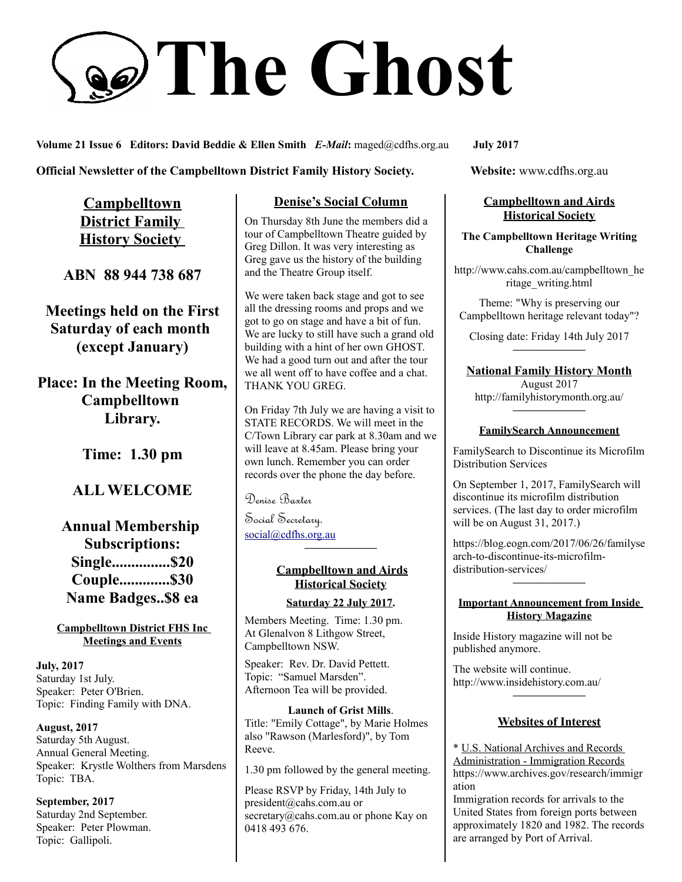# The Ghost

**Volume 21 Issue 6 Editors: David Beddie & Ellen Smith** ***E-Mail*****:** maged@cdfhs.org.au **July 2017**

**Official Newsletter of the Campbelltown District Family History Society.** **Website:** www.cdfhs.org.au

## Campbelltown District Family History Society

**ABN 88 944 738 687**

**Meetings held on the First Saturday of each month (except January)**

**Place: In the Meeting Room, Campbelltown Library.**

**Time: 1.30 pm**

**ALL WELCOME**

**Annual Membership Subscriptions:**
**Single...............$20**
**Couple.............$30**
**Name Badges..$8 ea**

### Campbelltown District FHS Inc Meetings and Events

**July, 2017**
Saturday 1st July.
Speaker: Peter O'Brien.
Topic: Finding Family with DNA.

**August, 2017**
Saturday 5th August.
Annual General Meeting.
Speaker: Krystle Wolthers from Marsdens
Topic: TBA.

**September, 2017**
Saturday 2nd September.
Speaker: Peter Plowman.
Topic: Gallipoli.

## Denise's Social Column

On Thursday 8th June the members did a tour of Campbelltown Theatre guided by Greg Dillon. It was very interesting as Greg gave us the history of the building and the Theatre Group itself.

We were taken back stage and got to see all the dressing rooms and props and we got to go on stage and have a bit of fun. We are lucky to still have such a grand old building with a hint of her own GHOST. We had a good turn out and after the tour we all went off to have coffee and a chat. THANK YOU GREG.

On Friday 7th July we are having a visit to STATE RECORDS. We will meet in the C/Town Library car park at 8.30am and we will leave at 8.45am. Please bring your own lunch. Remember you can order records over the phone the day before.

*Denise Baxter*
*Social Secretary.*
social@cdfhs.org.au

## Campbelltown and Airds Historical Society

**Saturday 22 July 2017.**

Members Meeting. Time: 1.30 pm.
At Glenalvon 8 Lithgow Street, Campbelltown NSW.

Speaker: Rev. Dr. David Pettett.
Topic: "Samuel Marsden".
Afternoon Tea will be provided.

**Launch of Grist Mills**.
Title: "Emily Cottage", by Marie Holmes also "Rawson (Marlesford)", by Tom Reeve.

1.30 pm followed by the general meeting.

Please RSVP by Friday, 14th July to president@cahs.com.au or secretary@cahs.com.au or phone Kay on 0418 493 676.

## Campbelltown and Airds Historical Society

**The Campbelltown Heritage Writing Challenge**

http://www.cahs.com.au/campbelltown_heritage_writing.html

Theme: "Why is preserving our Campbelltown heritage relevant today"?

Closing date: Friday 14th July 2017

## National Family History Month

August 2017
http://familyhistorymonth.org.au/

### FamilySearch Announcement

FamilySearch to Discontinue its Microfilm Distribution Services

On September 1, 2017, FamilySearch will discontinue its microfilm distribution services. (The last day to order microfilm will be on August 31, 2017.)

https://blog.eogn.com/2017/06/26/familysearch-to-discontinue-its-microfilm-distribution-services/

### Important Announcement from Inside History Magazine

Inside History magazine will not be published anymore.

The website will continue.
http://www.insidehistory.com.au/

## Websites of Interest

* U.S. National Archives and Records Administration - Immigration Records
https://www.archives.gov/research/immigration
Immigration records for arrivals to the United States from foreign ports between approximately 1820 and 1982. The records are arranged by Port of Arrival.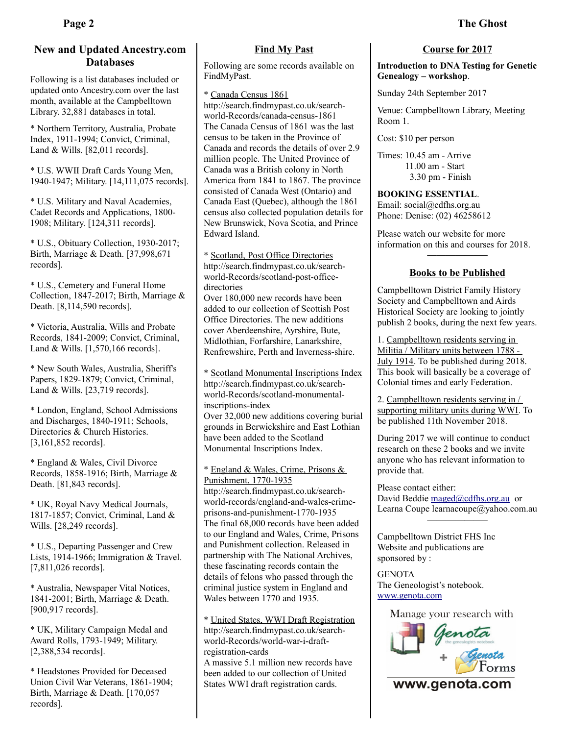## New and Updated Ancestry.com Databases

Following is a list databases included or updated onto Ancestry.com over the last month, available at the Campbelltown Library. 32,881 databases in total.

* Northern Territory, Australia, Probate Index, 1911-1994; Convict, Criminal, Land & Wills. [82,011 records].

* U.S. WWII Draft Cards Young Men, 1940-1947; Military. [14,111,075 records].

* U.S. Military and Naval Academies, Cadet Records and Applications, 1800-1908; Military. [124,311 records].

* U.S., Obituary Collection, 1930-2017; Birth, Marriage & Death. [37,998,671 records].

* U.S., Cemetery and Funeral Home Collection, 1847-2017; Birth, Marriage & Death. [8,114,590 records].

* Victoria, Australia, Wills and Probate Records, 1841-2009; Convict, Criminal, Land & Wills. [1,570,166 records].

* New South Wales, Australia, Sheriff's Papers, 1829-1879; Convict, Criminal, Land & Wills. [23,719 records].

* London, England, School Admissions and Discharges, 1840-1911; Schools, Directories & Church Histories. [3,161,852 records].

* England & Wales, Civil Divorce Records, 1858-1916; Birth, Marriage & Death. [81,843 records].

* UK, Royal Navy Medical Journals, 1817-1857; Convict, Criminal, Land & Wills. [28,249 records].

* U.S., Departing Passenger and Crew Lists, 1914-1966; Immigration & Travel. [7,811,026 records].

* Australia, Newspaper Vital Notices, 1841-2001; Birth, Marriage & Death. [900,917 records].

* UK, Military Campaign Medal and Award Rolls, 1793-1949; Military. [2,388,534 records].

* Headstones Provided for Deceased Union Civil War Veterans, 1861-1904; Birth, Marriage & Death. [170,057 records].

## Find My Past

Following are some records available on FindMyPast.

* Canada Census 1861
http://search.findmypast.co.uk/search-world-Records/canada-census-1861
The Canada Census of 1861 was the last census to be taken in the Province of Canada and records the details of over 2.9 million people. The United Province of Canada was a British colony in North America from 1841 to 1867. The province consisted of Canada West (Ontario) and Canada East (Quebec), although the 1861 census also collected population details for New Brunswick, Nova Scotia, and Prince Edward Island.

* Scotland, Post Office Directories
http://search.findmypast.co.uk/search-world-Records/scotland-post-office-directories
Over 180,000 new records have been added to our collection of Scottish Post Office Directories. The new additions cover Aberdeenshire, Ayrshire, Bute, Midlothian, Forfarshire, Lanarkshire, Renfrewshire, Perth and Inverness-shire.

* Scotland Monumental Inscriptions Index
http://search.findmypast.co.uk/search-world-Records/scotland-monumental-inscriptions-index
Over 32,000 new additions covering burial grounds in Berwickshire and East Lothian have been added to the Scotland Monumental Inscriptions Index.

* England & Wales, Crime, Prisons & Punishment, 1770-1935
http://search.findmypast.co.uk/search-world-records/england-and-wales-crime-prisons-and-punishment-1770-1935
The final 68,000 records have been added to our England and Wales, Crime, Prisons and Punishment collection. Released in partnership with The National Archives, these fascinating records contain the details of felons who passed through the criminal justice system in England and Wales between 1770 and 1935.

* United States, WWI Draft Registration
http://search.findmypast.co.uk/search-world-Records/world-war-i-draft-registration-cards
A massive 5.1 million new records have been added to our collection of United States WWI draft registration cards.

## Course for 2017

**Introduction to DNA Testing for Genetic Genealogy – workshop**.

Sunday 24th September 2017

Venue: Campbelltown Library, Meeting Room 1.

Cost: $10 per person

Times: 10.45 am - Arrive
11.00 am - Start
3.30 pm - Finish

**BOOKING ESSENTIAL**.
Email: social@cdfhs.org.au
Phone: Denise: (02) 46258612

Please watch our website for more information on this and courses for 2018.

## Books to be Published

Campbelltown District Family History Society and Campbelltown and Airds Historical Society are looking to jointly publish 2 books, during the next few years.

1. Campbelltown residents serving in Militia / Military units between 1788 - July 1914. To be published during 2018. This book will basically be a coverage of Colonial times and early Federation.

2. Campbelltown residents serving in / supporting military units during WWI. To be published 11th November 2018.

During 2017 we will continue to conduct research on these 2 books and we invite anyone who has relevant information to provide that.

Please contact either:
David Beddie maged@cdfhs.org.au or
Learna Coupe learnacoupe@yahoo.com.au

Campbelltown District FHS Inc Website and publications are sponsored by :

GENOTA
The Geneologist's notebook.
www.genota.com

Manage your research with Genota the genealogists notebook + Genota Forms
www.genota.com